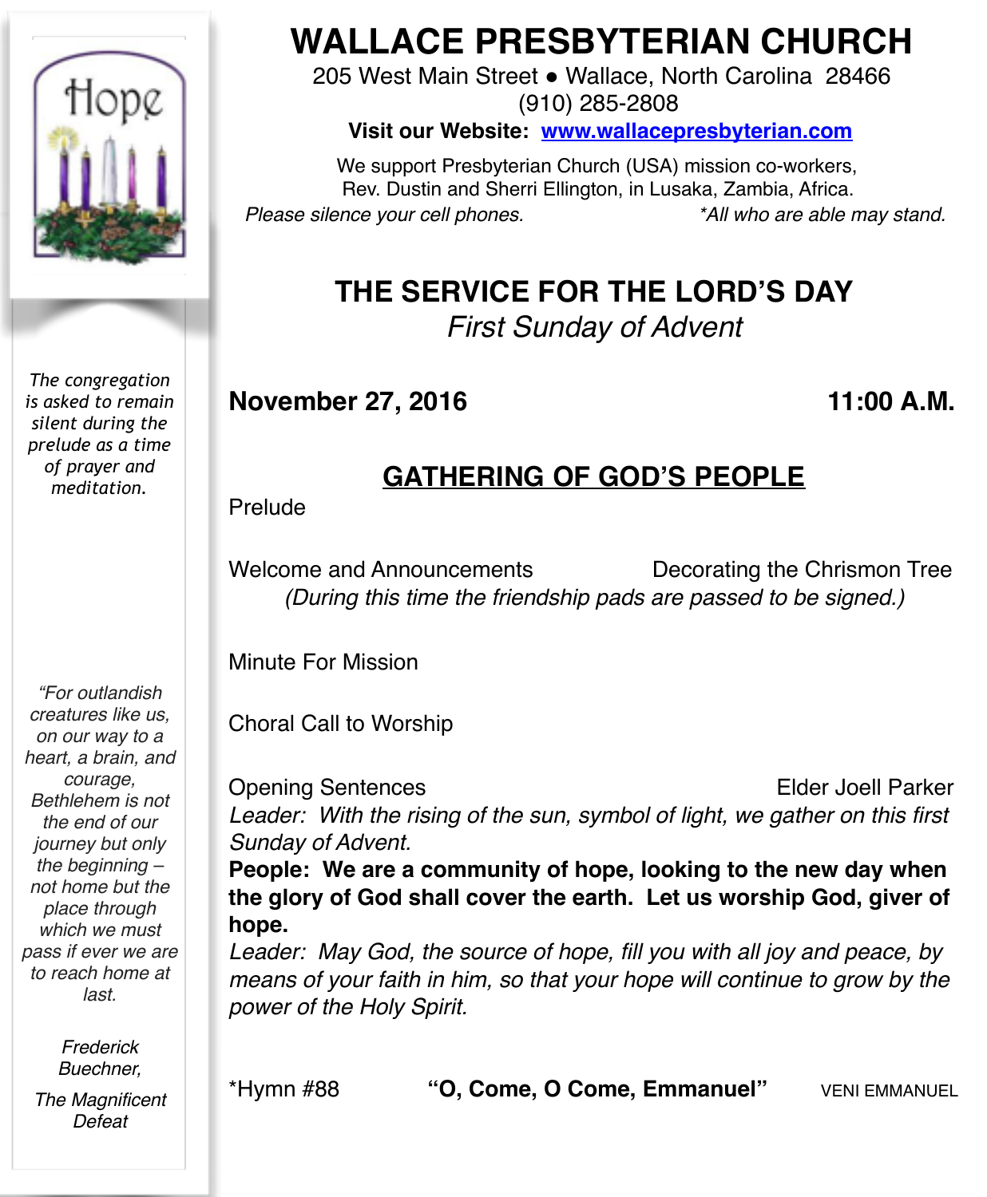# WALLACE PRESBYTERIAN CHURCH

205 West Main Street • Wallace, North Carolina 28466
(910) 285-2808

**Visit our Website: www.wallacepresbyterian.com**

We support Presbyterian Church (USA) mission co-workers, Rev. Dustin and Sherri Ellington, in Lusaka, Zambia, Africa.

*Please silence your cell phones.* *\*All who are able may stand.*

Hope

*The congregation is asked to remain silent during the prelude as a time of prayer and meditation.*

*"For outlandish creatures like us, on our way to a heart, a brain, and courage, Bethlehem is not the end of our journey but only the beginning – not home but the place through which we must pass if ever we are to reach home at last.*

*Frederick Buechner, The Magnificent Defeat*

## THE SERVICE FOR THE LORD'S DAY

*First Sunday of Advent*

**November 27, 2016** **11:00 A.M.**

## GATHERING OF GOD'S PEOPLE

Prelude

Welcome and Announcements Decorating the Chrismon Tree

*(During this time the friendship pads are passed to be signed.)*

Minute For Mission

Choral Call to Worship

Opening Sentences Elder Joell Parker

*Leader: With the rising of the sun, symbol of light, we gather on this first Sunday of Advent.*

**People: We are a community of hope, looking to the new day when the glory of God shall cover the earth. Let us worship God, giver of hope.**

*Leader: May God, the source of hope, fill you with all joy and peace, by means of your faith in him, so that your hope will continue to grow by the power of the Holy Spirit.*

*Hymn #88 **"O, Come, O Come, Emmanuel"** VENI EMMANUEL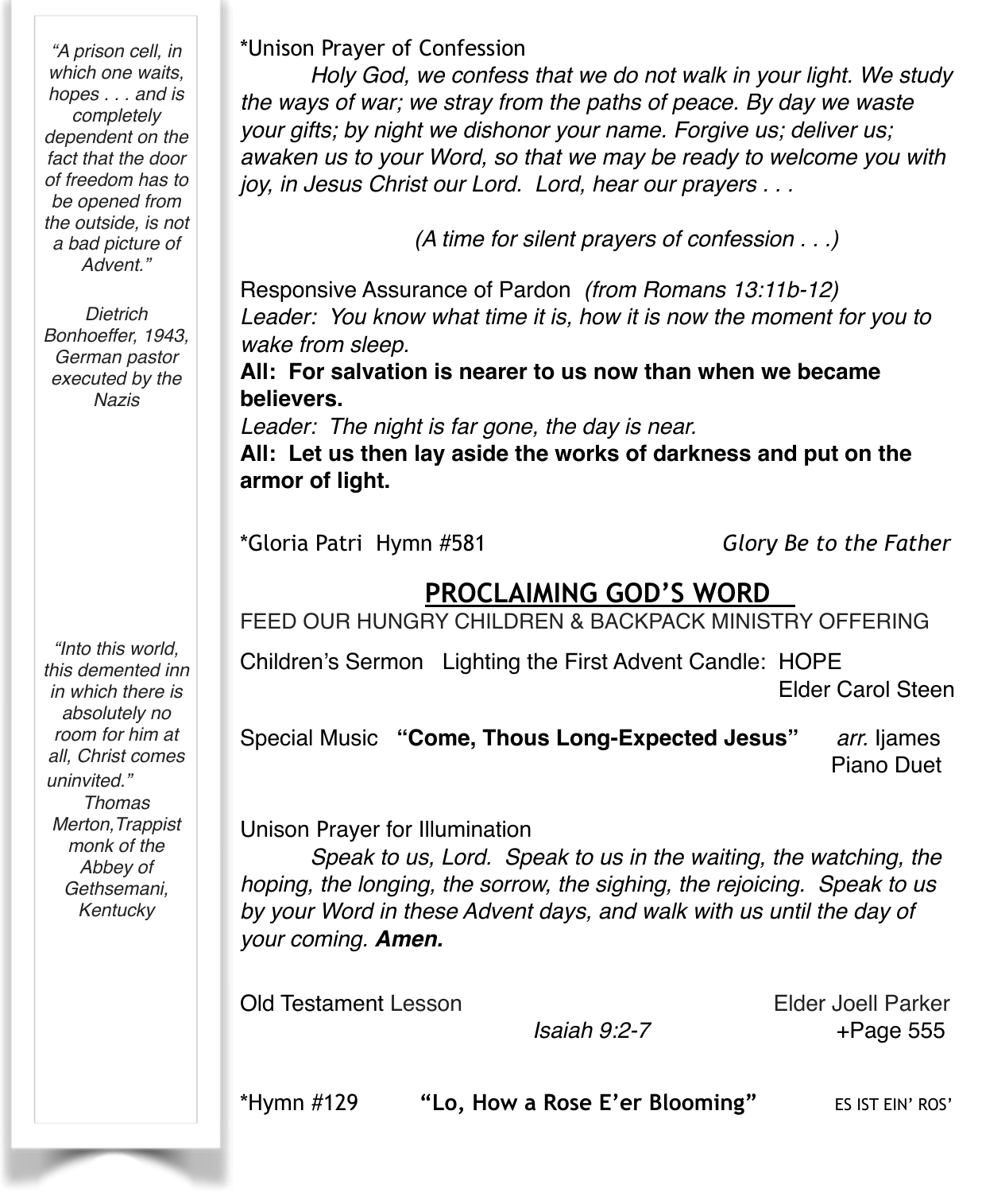*"A prison cell, in which one waits, hopes . . . and is completely dependent on the fact that the door of freedom has to be opened from the outside, is not a bad picture of Advent."*

*Dietrich Bonhoeffer, 1943, German pastor executed by the Nazis*

*Unison Prayer of Confession

*Holy God, we confess that we do not walk in your light. We study the ways of war; we stray from the paths of peace. By day we waste your gifts; by night we dishonor your name. Forgive us; deliver us; awaken us to your Word, so that we may be ready to welcome you with joy, in Jesus Christ our Lord. Lord, hear our prayers . . .*

*(A time for silent prayers of confession . . .)*

Responsive Assurance of Pardon *(from Romans 13:11b-12)*

*Leader: You know what time it is, how it is now the moment for you to wake from sleep.*

**All: For salvation is nearer to us now than when we became believers.**

*Leader: The night is far gone, the day is near.*

**All: Let us then lay aside the works of darkness and put on the armor of light.**

*Gloria Patri Hymn #581 *Glory Be to the Father*

## PROCLAIMING GOD'S WORD

FEED OUR HUNGRY CHILDREN & BACKPACK MINISTRY OFFERING

Children's Sermon Lighting the First Advent Candle: HOPE
Elder Carol Steen

Special Music **"Come, Thous Long-Expected Jesus"** *arr.* Ijames
Piano Duet

Unison Prayer for Illumination

*Speak to us, Lord. Speak to us in the waiting, the watching, the hoping, the longing, the sorrow, the sighing, the rejoicing. Speak to us by your Word in these Advent days, and walk with us until the day of your coming.* ***Amen.***

*"Into this world, this demented inn in which there is absolutely no room for him at all, Christ comes uninvited."*

*Thomas Merton, Trappist monk of the Abbey of Gethsemani, Kentucky*

Old Testament Lesson Elder Joell Parker
*Isaiah 9:2-7* +Page 555

*Hymn #129 **"Lo, How a Rose E'er Blooming"** ES IST EIN' ROS'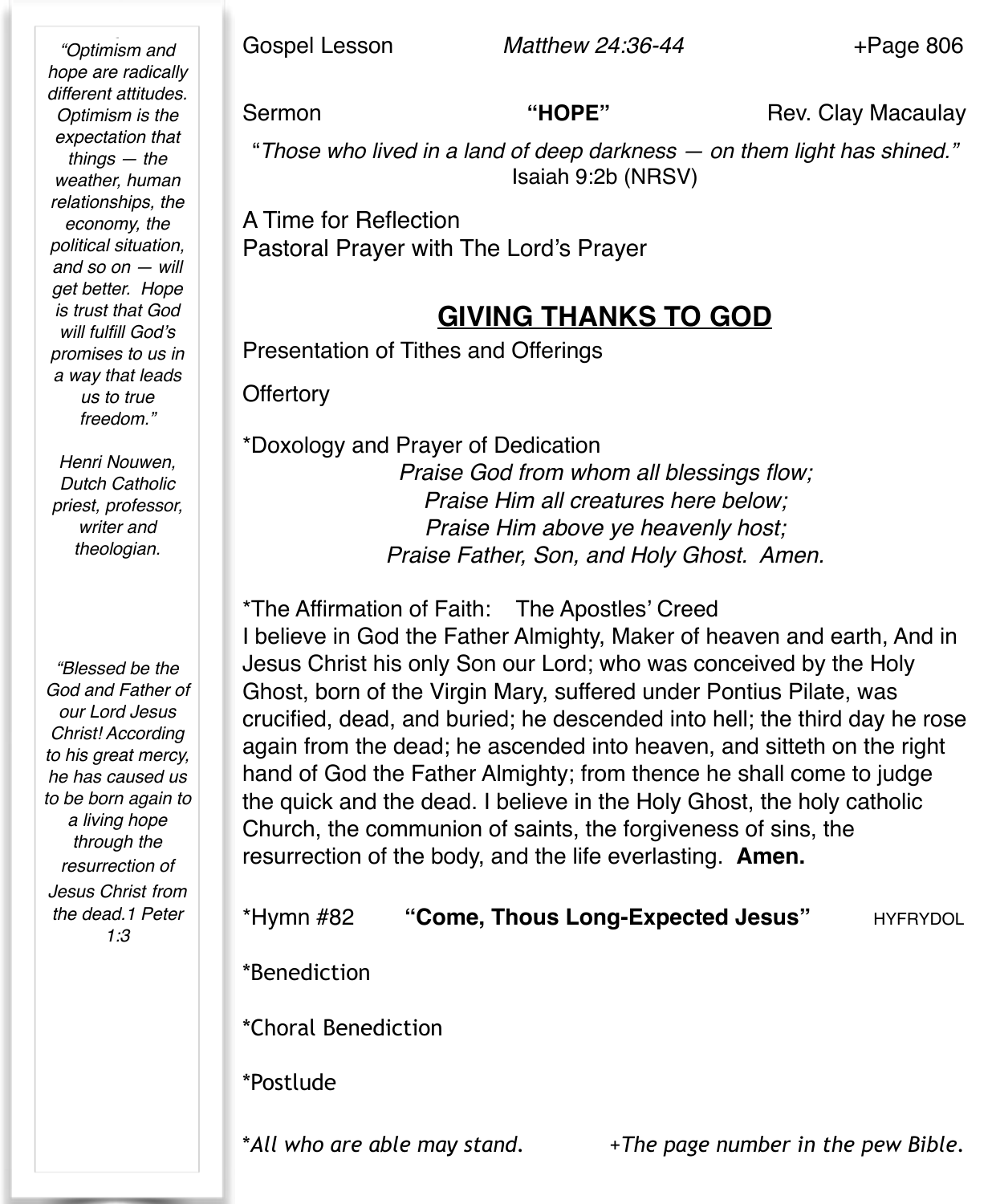*"Optimism and hope are radically different attitudes. Optimism is the expectation that things — the weather, human relationships, the economy, the political situation, and so on — will get better. Hope is trust that God will fulfill God's promises to us in a way that leads us to true freedom."*

*Henri Nouwen, Dutch Catholic priest, professor, writer and theologian.*

*"Blessed be the God and Father of our Lord Jesus Christ! According to his great mercy, he has caused us to be born again to a living hope through the resurrection of Jesus Christ from the dead.1 Peter 1:3*

Gospel Lesson *Matthew 24:36-44* +Page 806

Sermon **"HOPE"** Rev. Clay Macaulay

"*Those who lived in a land of deep darkness — on them light has shined."*
Isaiah 9:2b (NRSV)

A Time for Reflection
Pastoral Prayer with The Lord's Prayer

## GIVING THANKS TO GOD

Presentation of Tithes and Offerings

Offertory

*Doxology and Prayer of Dedication

*Praise God from whom all blessings flow;*
*Praise Him all creatures here below;*
*Praise Him above ye heavenly host;*
*Praise Father, Son, and Holy Ghost. Amen.*

*The Affirmation of Faith: The Apostles' Creed
I believe in God the Father Almighty, Maker of heaven and earth, And in Jesus Christ his only Son our Lord; who was conceived by the Holy Ghost, born of the Virgin Mary, suffered under Pontius Pilate, was crucified, dead, and buried; he descended into hell; the third day he rose again from the dead; he ascended into heaven, and sitteth on the right hand of God the Father Almighty; from thence he shall come to judge the quick and the dead. I believe in the Holy Ghost, the holy catholic Church, the communion of saints, the forgiveness of sins, the resurrection of the body, and the life everlasting. **Amen.**

*Hymn #82 **"Come, Thous Long-Expected Jesus"** HYFRYDOL

*Benediction

*Choral Benediction

*Postlude

**All who are able may stand.* +*The page number in the pew Bible.*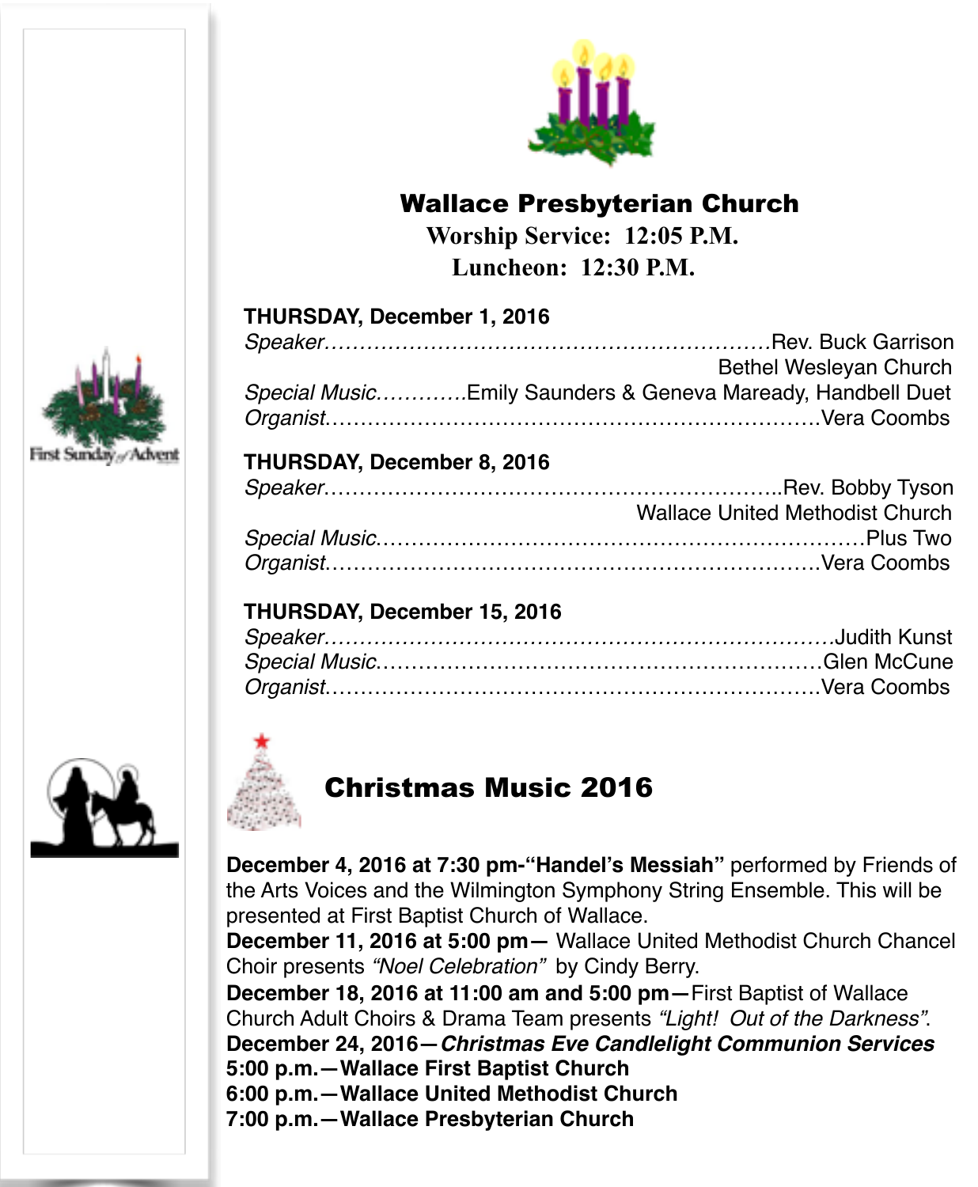First Sunday of Advent

# Wallace Presbyterian Church

**Worship Service: 12:05 P.M.**

**Luncheon: 12:30 P.M.**

**THURSDAY, December 1, 2016**

*Speaker*……………………………………………………Rev. Buck Garrison
Bethel Wesleyan Church

*Special Music*…………Emily Saunders & Geneva Maready, Handbell Duet

*Organist*…………………………………………………………Vera Coombs

**THURSDAY, December 8, 2016**

*Speaker*……………………………………………………..Rev. Bobby Tyson
Wallace United Methodist Church

*Special Music*………………………………………………………Plus Two

*Organist*…………………………………………………………Vera Coombs

**THURSDAY, December 15, 2016**

*Speaker*…………………………………………………………….Judith Kunst

*Special Music*…………………………………………………….Glen McCune

*Organist*…………………………………………………………Vera Coombs

## Christmas Music 2016

**December 4, 2016 at 7:30 pm-"Handel's Messiah"** performed by Friends of the Arts Voices and the Wilmington Symphony String Ensemble. This will be presented at First Baptist Church of Wallace.

**December 11, 2016 at 5:00 pm—** Wallace United Methodist Church Chancel Choir presents *"Noel Celebration"* by Cindy Berry.

**December 18, 2016 at 11:00 am and 5:00 pm—**First Baptist of Wallace Church Adult Choirs & Drama Team presents *"Light! Out of the Darkness"*.

**December 24, 2016—*Christmas Eve Candlelight Communion Services***

**5:00 p.m.—Wallace First Baptist Church**

**6:00 p.m.—Wallace United Methodist Church**

**7:00 p.m.—Wallace Presbyterian Church**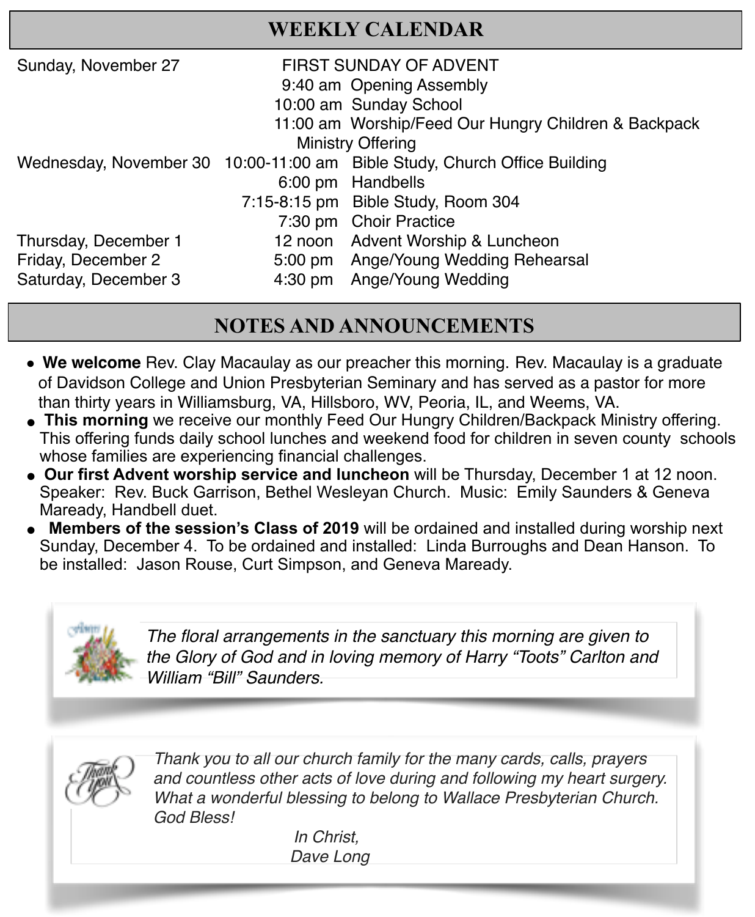## WEEKLY CALENDAR

| | | |
|---|---|---|
| Sunday, November 27 | | FIRST SUNDAY OF ADVENT |
| | 9:40 am | Opening Assembly |
| | 10:00 am | Sunday School |
| | 11:00 am | Worship/Feed Our Hungry Children & Backpack Ministry Offering |
| Wednesday, November 30 | 10:00-11:00 am | Bible Study, Church Office Building |
| | 6:00 pm | Handbells |
| | 7:15-8:15 pm | Bible Study, Room 304 |
| | 7:30 pm | Choir Practice |
| Thursday, December 1 | 12 noon | Advent Worship & Luncheon |
| Friday, December 2 | 5:00 pm | Ange/Young Wedding Rehearsal |
| Saturday, December 3 | 4:30 pm | Ange/Young Wedding |

## NOTES AND ANNOUNCEMENTS

- **We welcome** Rev. Clay Macaulay as our preacher this morning. Rev. Macaulay is a graduate of Davidson College and Union Presbyterian Seminary and has served as a pastor for more than thirty years in Williamsburg, VA, Hillsboro, WV, Peoria, IL, and Weems, VA.
- **This morning** we receive our monthly Feed Our Hungry Children/Backpack Ministry offering. This offering funds daily school lunches and weekend food for children in seven county schools whose families are experiencing financial challenges.
- **Our first Advent worship service and luncheon** will be Thursday, December 1 at 12 noon. Speaker: Rev. Buck Garrison, Bethel Wesleyan Church. Music: Emily Saunders & Geneva Maready, Handbell duet.
- **Members of the session's Class of 2019** will be ordained and installed during worship next Sunday, December 4. To be ordained and installed: Linda Burroughs and Dean Hanson. To be installed: Jason Rouse, Curt Simpson, and Geneva Maready.

*The floral arrangements in the sanctuary this morning are given to the Glory of God and in loving memory of Harry "Toots" Carlton and William "Bill" Saunders.*

*Thank you to all our church family for the many cards, calls, prayers and countless other acts of love during and following my heart surgery. What a wonderful blessing to belong to Wallace Presbyterian Church. God Bless!*

*In Christ,*
*Dave Long*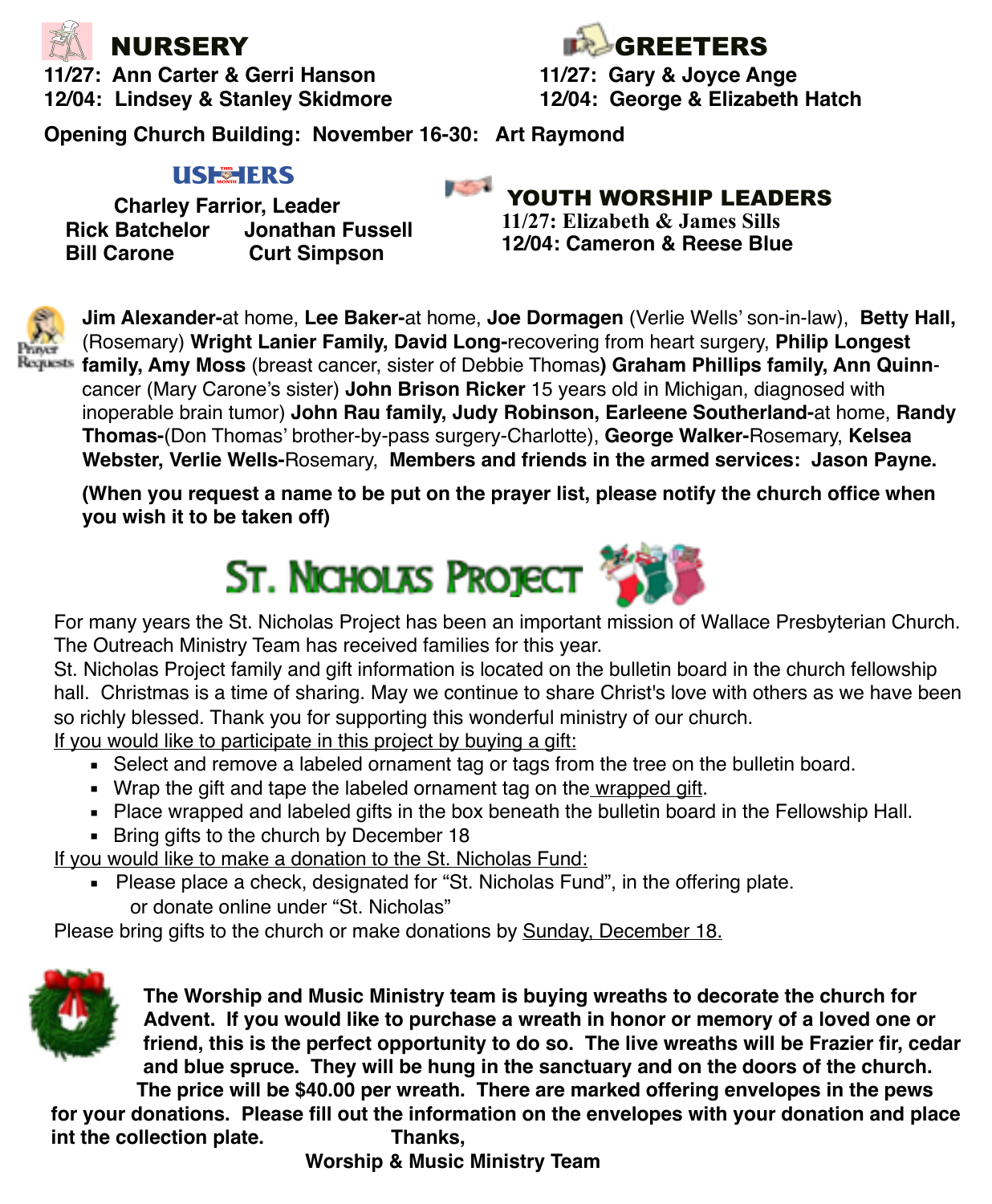## NURSERY

**11/27: Ann Carter & Gerri Hanson**
**12/04: Lindsey & Stanley Skidmore**

## GREETERS

**11/27: Gary & Joyce Ange**
**12/04: George & Elizabeth Hatch**

**Opening Church Building: November 16-30: Art Raymond**

## USHERS

**Charley Farrior, Leader**
**Rick Batchelor Jonathan Fussell**
**Bill Carone Curt Simpson**

## YOUTH WORSHIP LEADERS

**11/27: Elizabeth & James Sills**
**12/04: Cameron & Reese Blue**

Prayer Requests

**Jim Alexander-**at home, **Lee Baker-**at home, **Joe Dormagen** (Verlie Wells' son-in-law), **Betty Hall,** (Rosemary) **Wright Lanier Family, David Long-**recovering from heart surgery, **Philip Longest family, Amy Moss** (breast cancer, sister of Debbie Thomas**) Graham Phillips family, Ann Quinn**-cancer (Mary Carone's sister) **John Brison Ricker** 15 years old in Michigan, diagnosed with inoperable brain tumor) **John Rau family, Judy Robinson, Earleene Southerland-**at home, **Randy Thomas-**(Don Thomas' brother-by-pass surgery-Charlotte), **George Walker-**Rosemary, **Kelsea Webster, Verlie Wells-**Rosemary, **Members and friends in the armed services: Jason Payne.**

**(When you request a name to be put on the prayer list, please notify the church office when you wish it to be taken off)**

## ST. NICHOLAS PROJECT

For many years the St. Nicholas Project has been an important mission of Wallace Presbyterian Church. The Outreach Ministry Team has received families for this year.
St. Nicholas Project family and gift information is located on the bulletin board in the church fellowship hall. Christmas is a time of sharing. May we continue to share Christ's love with others as we have been so richly blessed. Thank you for supporting this wonderful ministry of our church.

<u>If you would like to participate in this project by buying a gift:</u>

- Select and remove a labeled ornament tag or tags from the tree on the bulletin board.
- Wrap the gift and tape the labeled ornament tag on the <u>wrapped gift</u>.
- Place wrapped and labeled gifts in the box beneath the bulletin board in the Fellowship Hall.
- Bring gifts to the church by December 18

<u>If you would like to make a donation to the St. Nicholas Fund:</u>

- Please place a check, designated for "St. Nicholas Fund", in the offering plate.
  or donate online under "St. Nicholas"

Please bring gifts to the church or make donations by <u>Sunday, December 18.</u>

**The Worship and Music Ministry team is buying wreaths to decorate the church for Advent. If you would like to purchase a wreath in honor or memory of a loved one or friend, this is the perfect opportunity to do so. The live wreaths will be Frazier fir, cedar and blue spruce. They will be hung in the sanctuary and on the doors of the church. The price will be $40.00 per wreath. There are marked offering envelopes in the pews for your donations. Please fill out the information on the envelopes with your donation and place int the collection plate. Thanks,**

**Worship & Music Ministry Team**